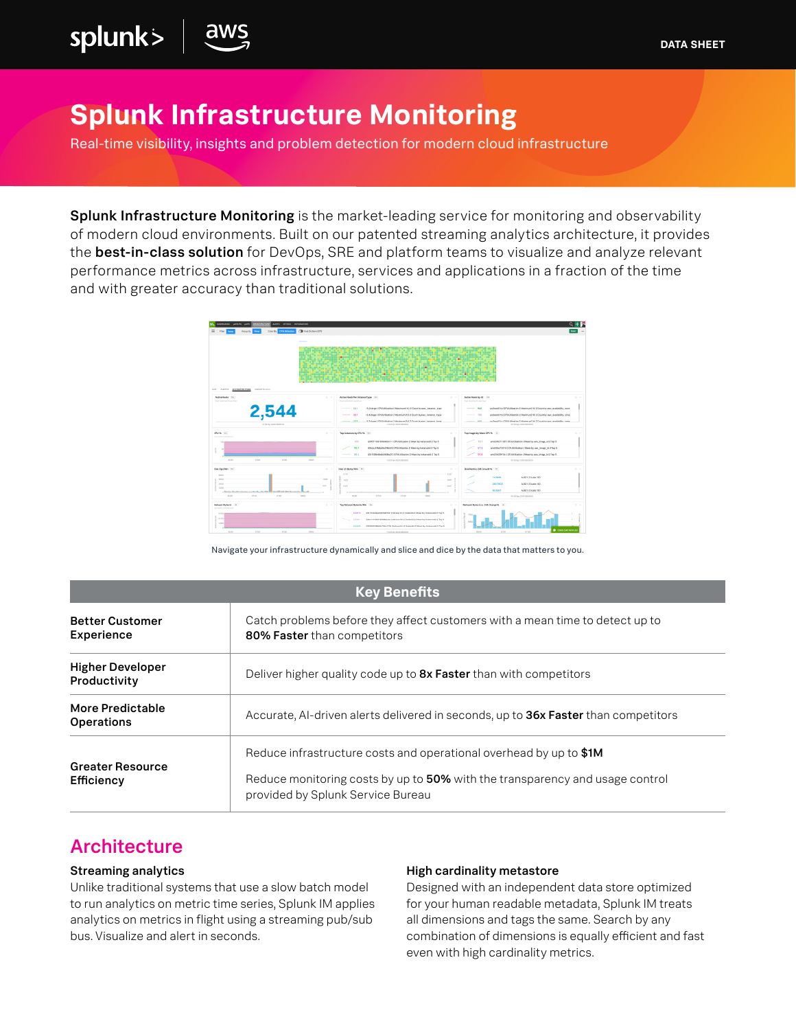DATA SHEET

# Splunk Infrastructure Monitoring

Real-time visibility, insights and problem detection for modern cloud infrastructure

**Splunk Infrastructure Monitoring** is the market-leading service for monitoring and observability of modern cloud environments. Built on our patented streaming analytics architecture, it provides the **best-in-class solution** for DevOps, SRE and platform teams to visualize and analyze relevant performance metrics across infrastructure, services and applications in a fraction of the time and with greater accuracy than traditional solutions.

Navigate your infrastructure dynamically and slice and dice by the data that matters to you.

| Key Benefits | |
|---|---|
| **Better Customer Experience** | Catch problems before they affect customers with a mean time to detect up to **80% Faster** than competitors |
| **Higher Developer Productivity** | Deliver higher quality code up to **8x Faster** than with competitors |
| **More Predictable Operations** | Accurate, AI-driven alerts delivered in seconds, up to **36x Faster** than competitors |
| **Greater Resource Efficiency** | Reduce infrastructure costs and operational overhead by up to **$1M**<br><br>Reduce monitoring costs by up to **50%** with the transparency and usage control provided by Splunk Service Bureau |

## Architecture

### Streaming analytics

Unlike traditional systems that use a slow batch model to run analytics on metric time series, Splunk IM applies analytics on metrics in flight using a streaming pub/sub bus. Visualize and alert in seconds.

### High cardinality metastore

Designed with an independent data store optimized for your human readable metadata, Splunk IM treats all dimensions and tags the same. Search by any combination of dimensions is equally efficient and fast even with high cardinality metrics.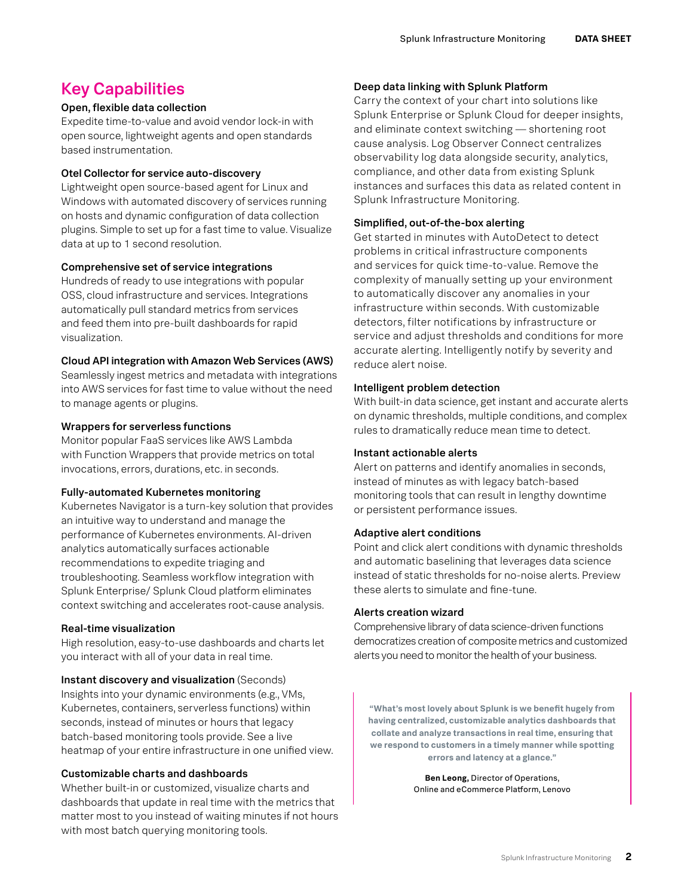## Key Capabilities

**Open, flexible data collection**
Expedite time-to-value and avoid vendor lock-in with open source, lightweight agents and open standards based instrumentation.

**Otel Collector for service auto-discovery**
Lightweight open source-based agent for Linux and Windows with automated discovery of services running on hosts and dynamic configuration of data collection plugins. Simple to set up for a fast time to value. Visualize data at up to 1 second resolution.

**Comprehensive set of service integrations**
Hundreds of ready to use integrations with popular OSS, cloud infrastructure and services. Integrations automatically pull standard metrics from services and feed them into pre-built dashboards for rapid visualization.

**Cloud API integration with Amazon Web Services (AWS)**
Seamlessly ingest metrics and metadata with integrations into AWS services for fast time to value without the need to manage agents or plugins.

**Wrappers for serverless functions**
Monitor popular FaaS services like AWS Lambda with Function Wrappers that provide metrics on total invocations, errors, durations, etc. in seconds.

**Fully-automated Kubernetes monitoring**
Kubernetes Navigator is a turn-key solution that provides an intuitive way to understand and manage the performance of Kubernetes environments. AI-driven analytics automatically surfaces actionable recommendations to expedite triaging and troubleshooting. Seamless workflow integration with Splunk Enterprise/ Splunk Cloud platform eliminates context switching and accelerates root-cause analysis.

**Real-time visualization**
High resolution, easy-to-use dashboards and charts let you interact with all of your data in real time.

**Instant discovery and visualization** (Seconds)
Insights into your dynamic environments (e.g., VMs, Kubernetes, containers, serverless functions) within seconds, instead of minutes or hours that legacy batch-based monitoring tools provide. See a live heatmap of your entire infrastructure in one unified view.

**Customizable charts and dashboards**
Whether built-in or customized, visualize charts and dashboards that update in real time with the metrics that matter most to you instead of waiting minutes if not hours with most batch querying monitoring tools.

**Deep data linking with Splunk Platform**
Carry the context of your chart into solutions like Splunk Enterprise or Splunk Cloud for deeper insights, and eliminate context switching — shortening root cause analysis. Log Observer Connect centralizes observability log data alongside security, analytics, compliance, and other data from existing Splunk instances and surfaces this data as related content in Splunk Infrastructure Monitoring.

**Simplified, out-of-the-box alerting**
Get started in minutes with AutoDetect to detect problems in critical infrastructure components and services for quick time-to-value. Remove the complexity of manually setting up your environment to automatically discover any anomalies in your infrastructure within seconds. With customizable detectors, filter notifications by infrastructure or service and adjust thresholds and conditions for more accurate alerting. Intelligently notify by severity and reduce alert noise.

**Intelligent problem detection**
With built-in data science, get instant and accurate alerts on dynamic thresholds, multiple conditions, and complex rules to dramatically reduce mean time to detect.

**Instant actionable alerts**
Alert on patterns and identify anomalies in seconds, instead of minutes as with legacy batch-based monitoring tools that can result in lengthy downtime or persistent performance issues.

**Adaptive alert conditions**
Point and click alert conditions with dynamic thresholds and automatic baselining that leverages data science instead of static thresholds for no-noise alerts. Preview these alerts to simulate and fine-tune.

**Alerts creation wizard**
Comprehensive library of data science-driven functions democratizes creation of composite metrics and customized alerts you need to monitor the health of your business.

> **"What's most lovely about Splunk is we benefit hugely from having centralized, customizable analytics dashboards that collate and analyze transactions in real time, ensuring that we respond to customers in a timely manner while spotting errors and latency at a glance."**
>
> **Ben Leong,** Director of Operations, Online and eCommerce Platform, Lenovo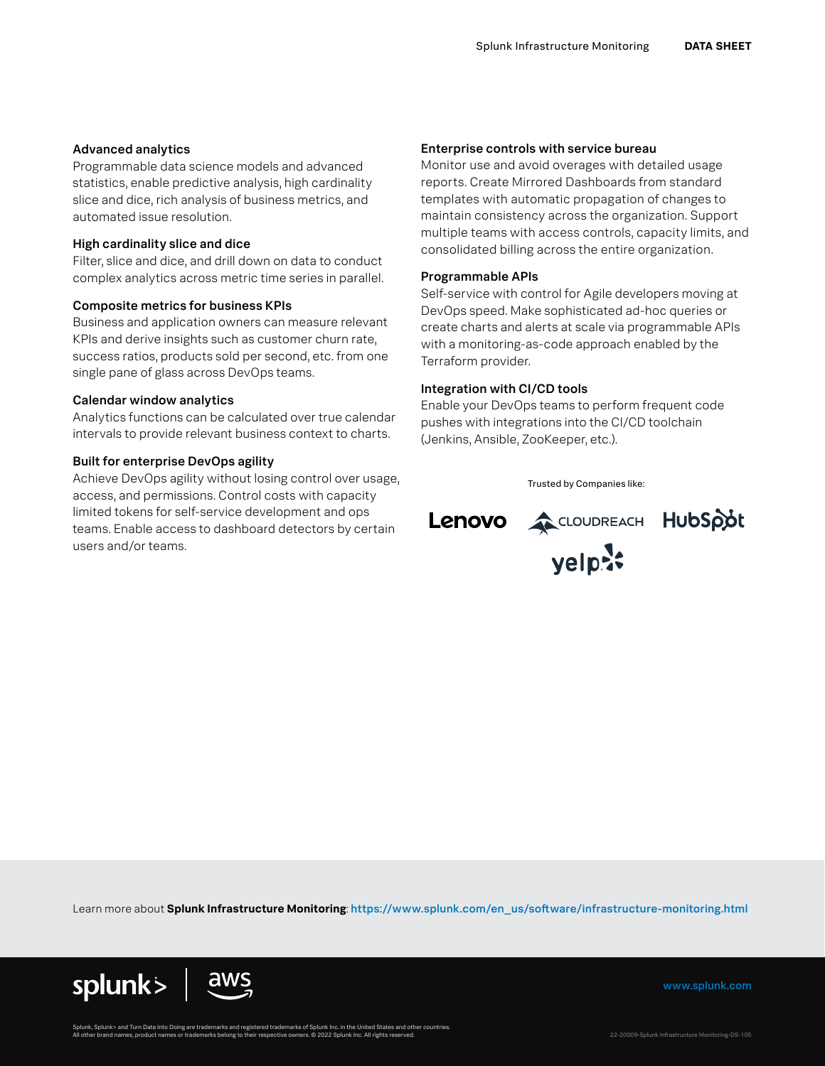### Advanced analytics

Programmable data science models and advanced statistics, enable predictive analysis, high cardinality slice and dice, rich analysis of business metrics, and automated issue resolution.

### High cardinality slice and dice

Filter, slice and dice, and drill down on data to conduct complex analytics across metric time series in parallel.

### Composite metrics for business KPIs

Business and application owners can measure relevant KPIs and derive insights such as customer churn rate, success ratios, products sold per second, etc. from one single pane of glass across DevOps teams.

### Calendar window analytics

Analytics functions can be calculated over true calendar intervals to provide relevant business context to charts.

### Built for enterprise DevOps agility

Achieve DevOps agility without losing control over usage, access, and permissions. Control costs with capacity limited tokens for self-service development and ops teams. Enable access to dashboard detectors by certain users and/or teams.

### Enterprise controls with service bureau

Monitor use and avoid overages with detailed usage reports. Create Mirrored Dashboards from standard templates with automatic propagation of changes to maintain consistency across the organization. Support multiple teams with access controls, capacity limits, and consolidated billing across the entire organization.

### Programmable APIs

Self-service with control for Agile developers moving at DevOps speed. Make sophisticated ad-hoc queries or create charts and alerts at scale via programmable APIs with a monitoring-as-code approach enabled by the Terraform provider.

### Integration with CI/CD tools

Enable your DevOps teams to perform frequent code pushes with integrations into the CI/CD toolchain (Jenkins, Ansible, ZooKeeper, etc.).

Trusted by Companies like:

Lenovo CLOUDREACH HubSpot yelp

Learn more about **Splunk Infrastructure Monitoring**: https://www.splunk.com/en_us/software/infrastructure-monitoring.html

splunk> | aws

www.splunk.com

Splunk, Splunk> and Turn Data Into Doing are trademarks and registered trademarks of Splunk Inc. in the United States and other countries. All other brand names, product names or trademarks belong to their respective owners. © 2022 Splunk Inc. All rights reserved.

22-20009-Splunk Infrastructure Monitoring-DS-105